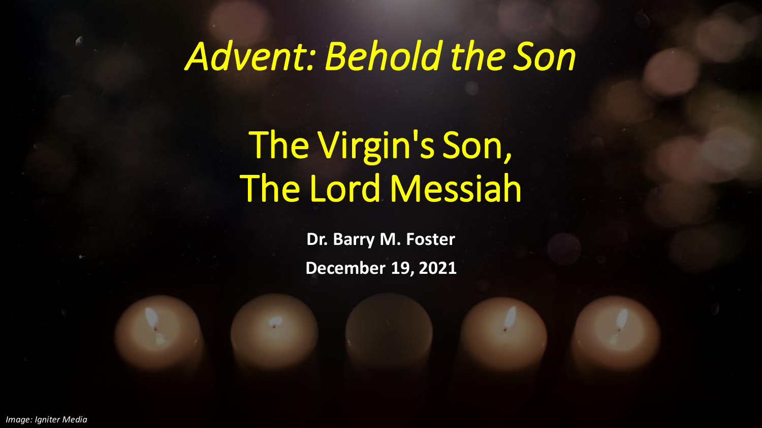# *Advent: Behold the Son*

## The Virgin's Son, The Lord Messiah

**Dr. Barry M. Foster**

**December 19, 2021**

*Image: Igniter Media*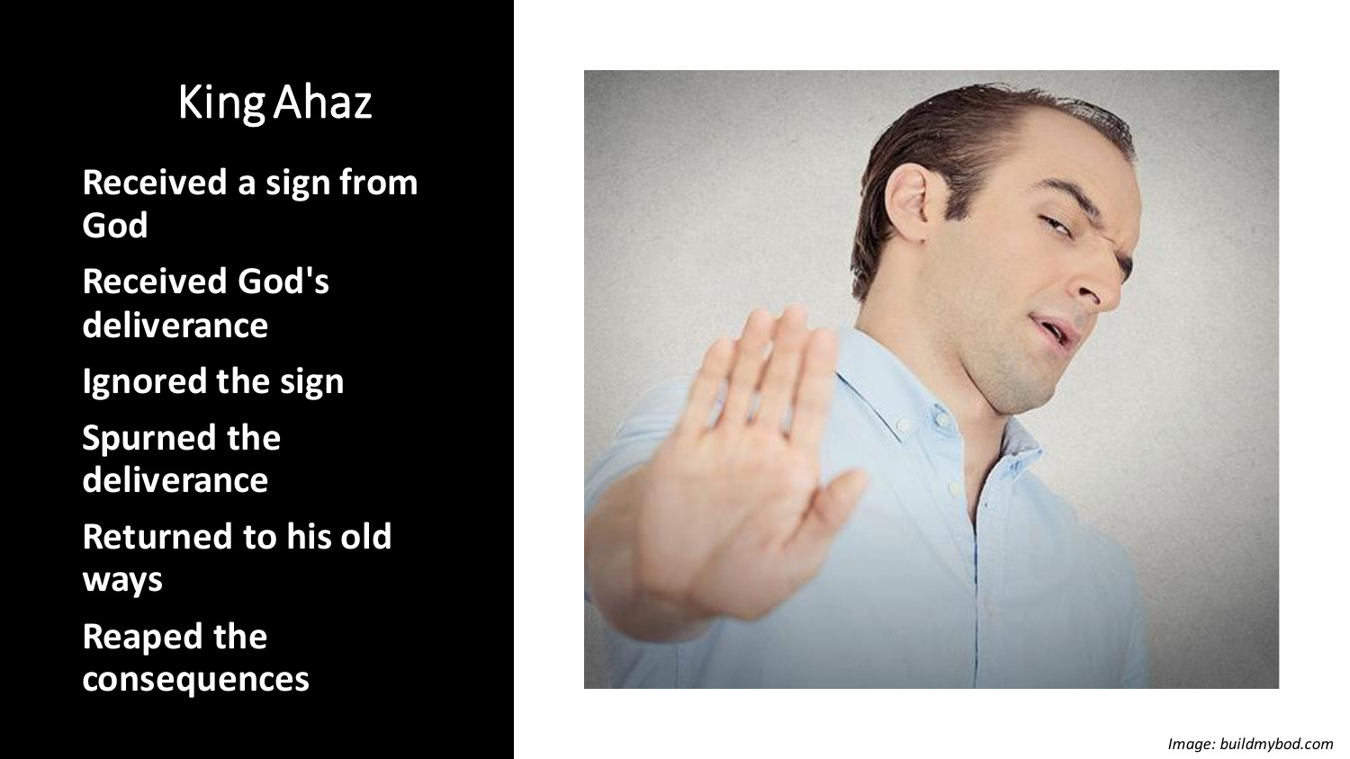# King Ahaz

**Received a sign from God**

**Received God's deliverance**

**Ignored the sign**

**Spurned the deliverance**

**Returned to his old ways**

**Reaped the consequences**

*Image: buildmybod.com*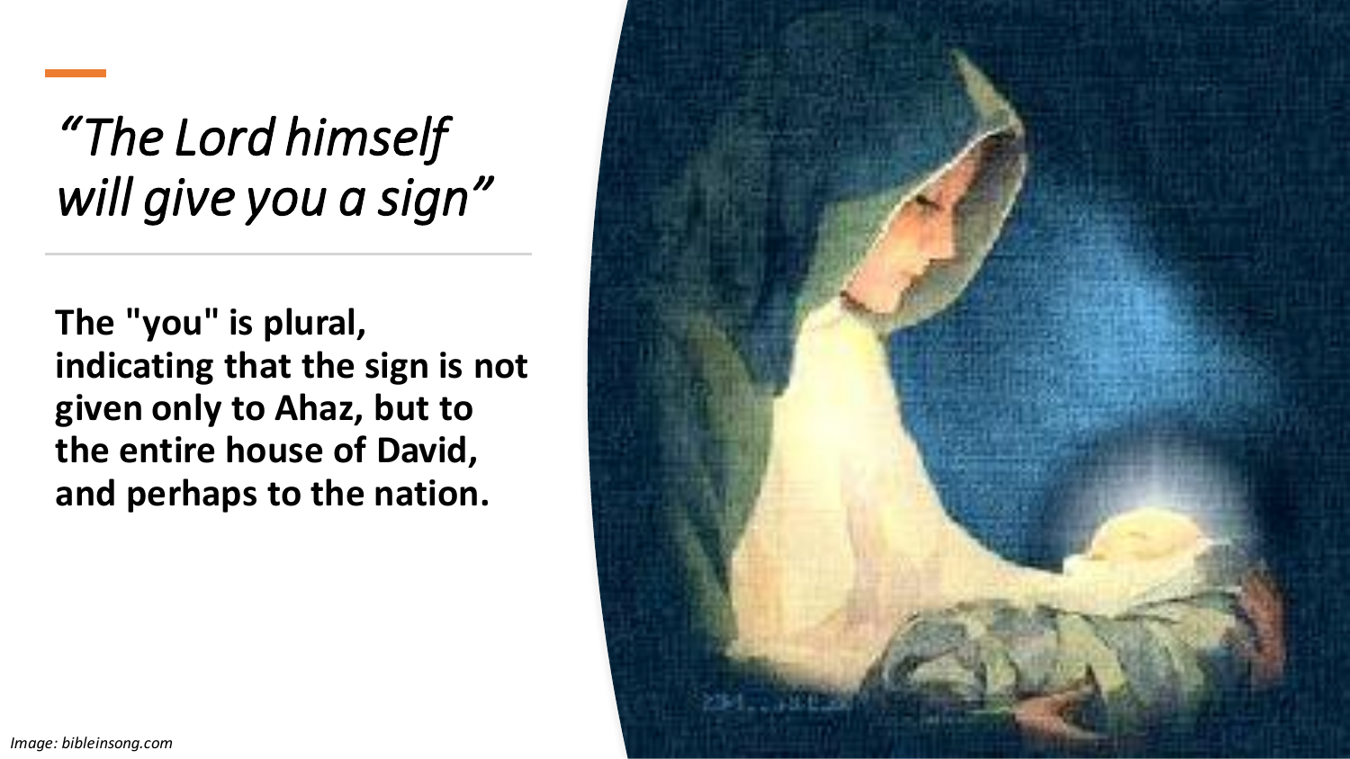# *"The Lord himself will give you a sign"*

**The "you" is plural, indicating that the sign is not given only to Ahaz, but to the entire house of David, and perhaps to the nation.**

*Image: bibleinsong.com*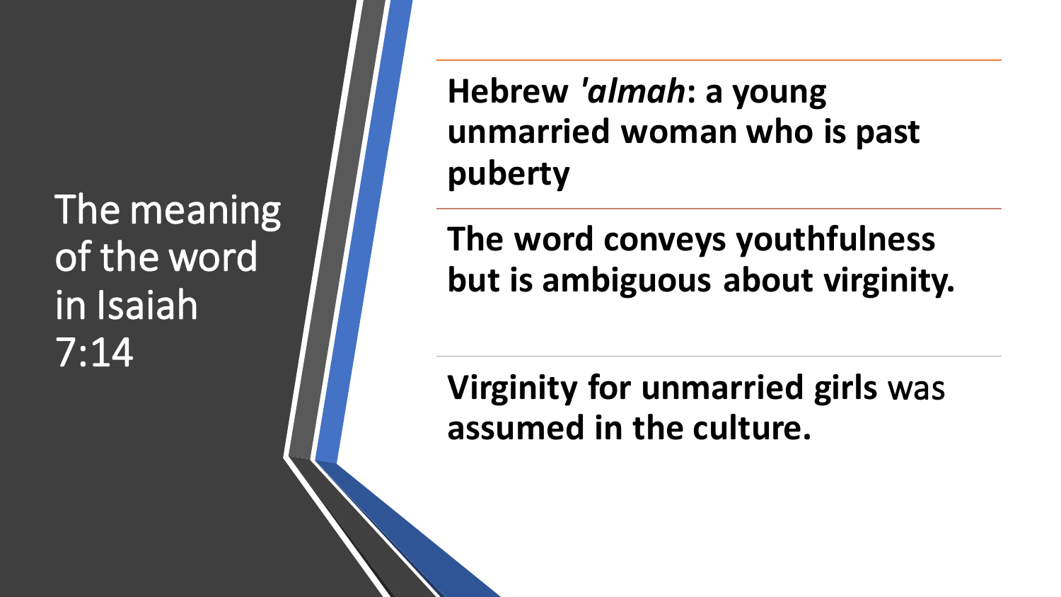# The meaning of the word in Isaiah 7:14

**Hebrew *'almah*: a young unmarried woman who is past puberty**

**The word conveys youthfulness but is ambiguous about virginity.**

**Virginity for unmarried girls** was **assumed in the culture.**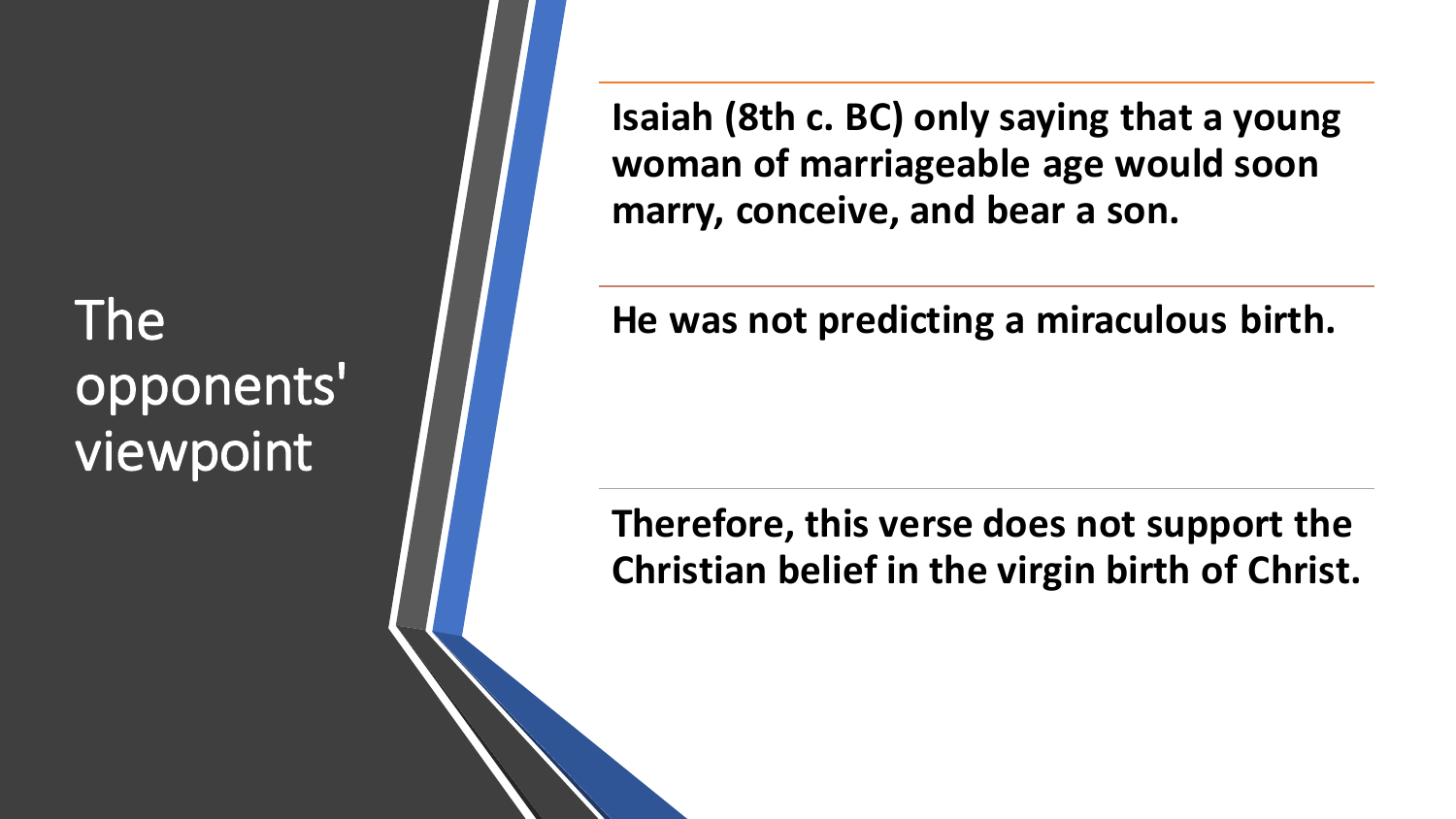# The opponents' viewpoint

**Isaiah (8th c. BC) only saying that a young woman of marriageable age would soon marry, conceive, and bear a son.**

**He was not predicting a miraculous birth.**

**Therefore, this verse does not support the Christian belief in the virgin birth of Christ.**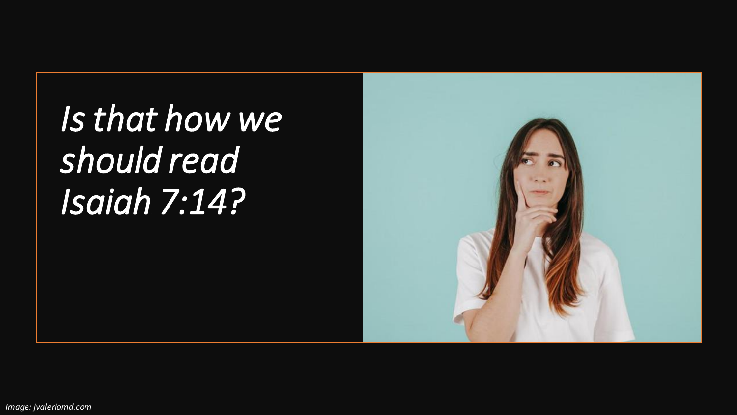*Is that how we should read Isaiah 7:14?*

*Image: jvaleriomd.com*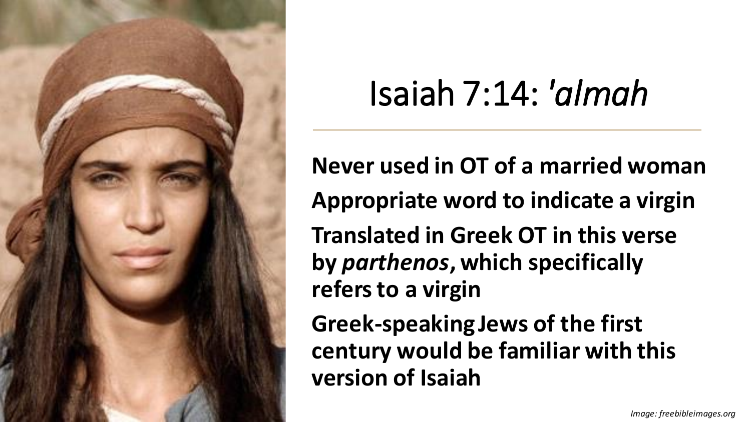# Isaiah 7:14: *'almah*

**Never used in OT of a married woman**

**Appropriate word to indicate a virgin**

**Translated in Greek OT in this verse by *parthenos*, which specifically refers to a virgin**

**Greek-speaking Jews of the first century would be familiar with this version of Isaiah**

*Image: freebibleimages.org*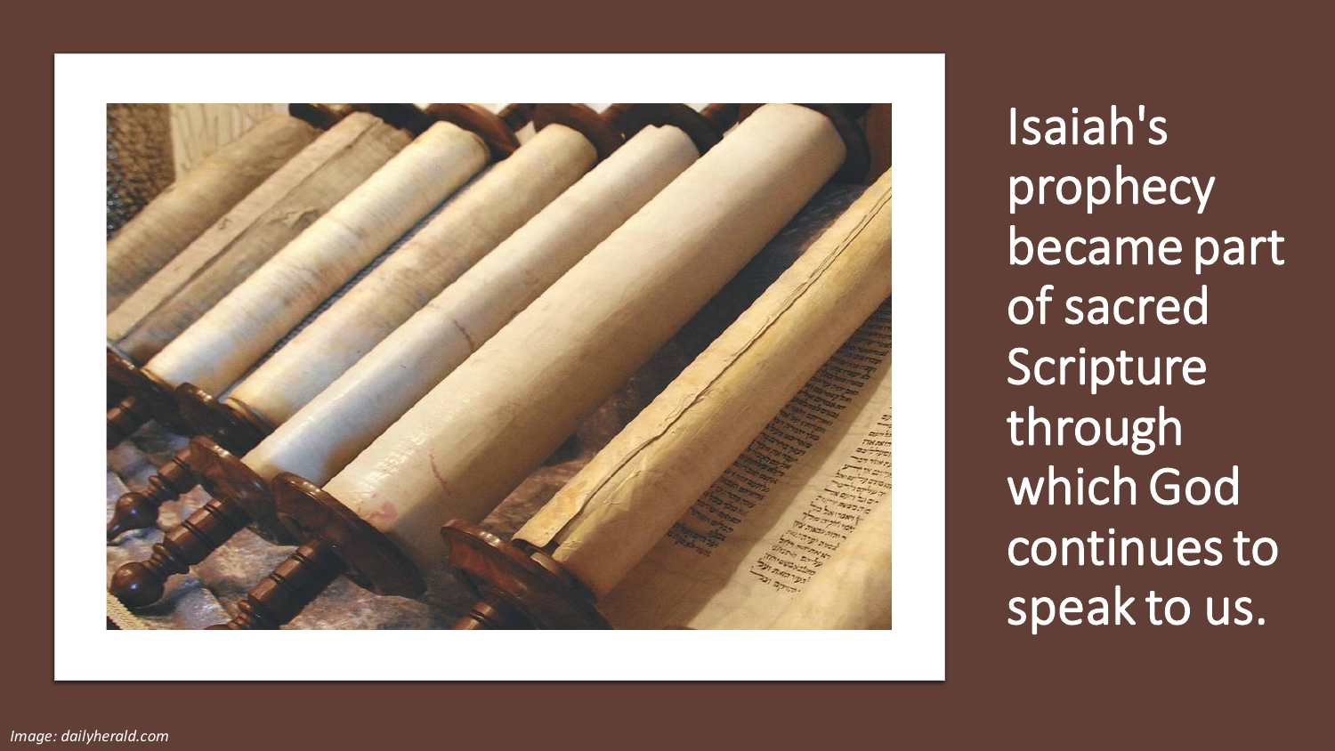Isaiah's prophecy became part of sacred Scripture through which God continues to speak to us.

*Image: dailyherald.com*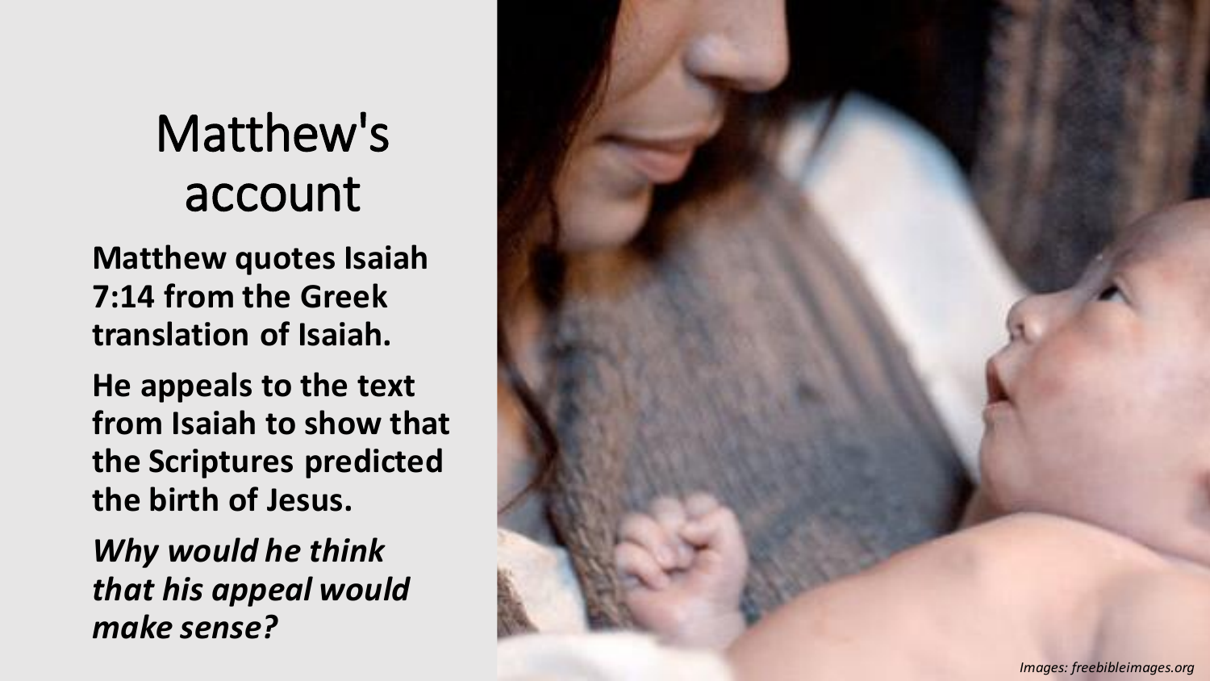# Matthew's account

**Matthew quotes Isaiah 7:14 from the Greek translation of Isaiah.**

**He appeals to the text from Isaiah to show that the Scriptures predicted the birth of Jesus.**

***Why would he think that his appeal would make sense?***

*Images: freebibleimages.org*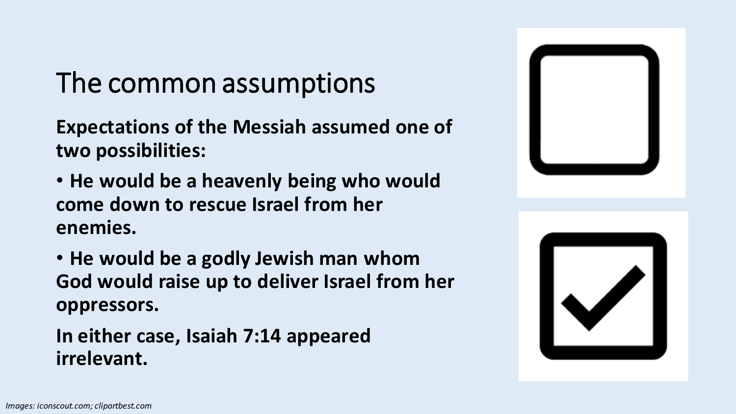# The common assumptions

**Expectations of the Messiah assumed one of two possibilities:**

- **He would be a heavenly being who would come down to rescue Israel from her enemies.**
- **He would be a godly Jewish man whom God would raise up to deliver Israel from her oppressors.**

**In either case, Isaiah 7:14 appeared irrelevant.**

*Images: iconscout.com; clipartbest.com*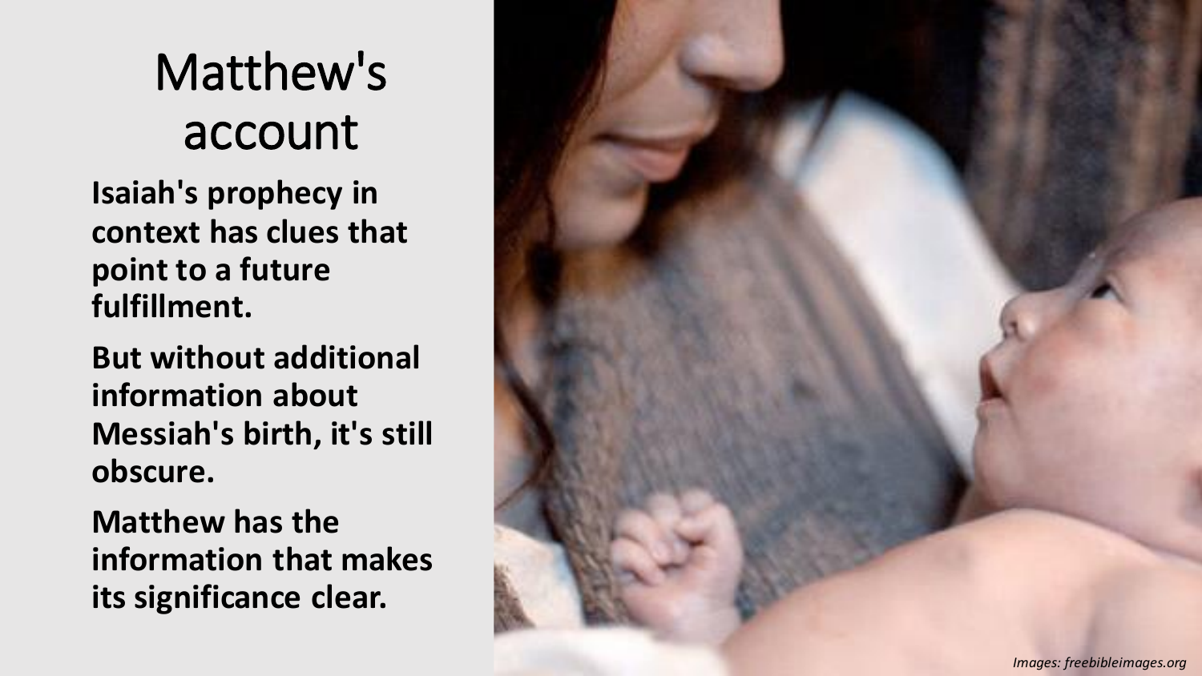# Matthew's account

Isaiah's prophecy in context has clues that point to a future fulfillment.

But without additional information about Messiah's birth, it's still obscure.

Matthew has the information that makes its significance clear.

*Images: freebibleimages.org*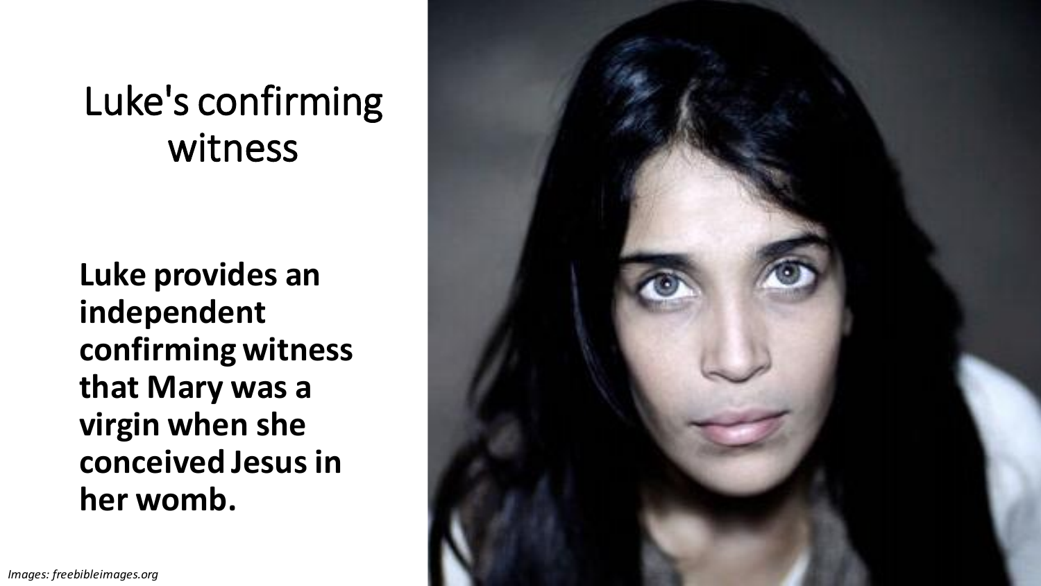# Luke's confirming witness

**Luke provides an independent confirming witness that Mary was a virgin when she conceived Jesus in her womb.**

*Images: freebibleimages.org*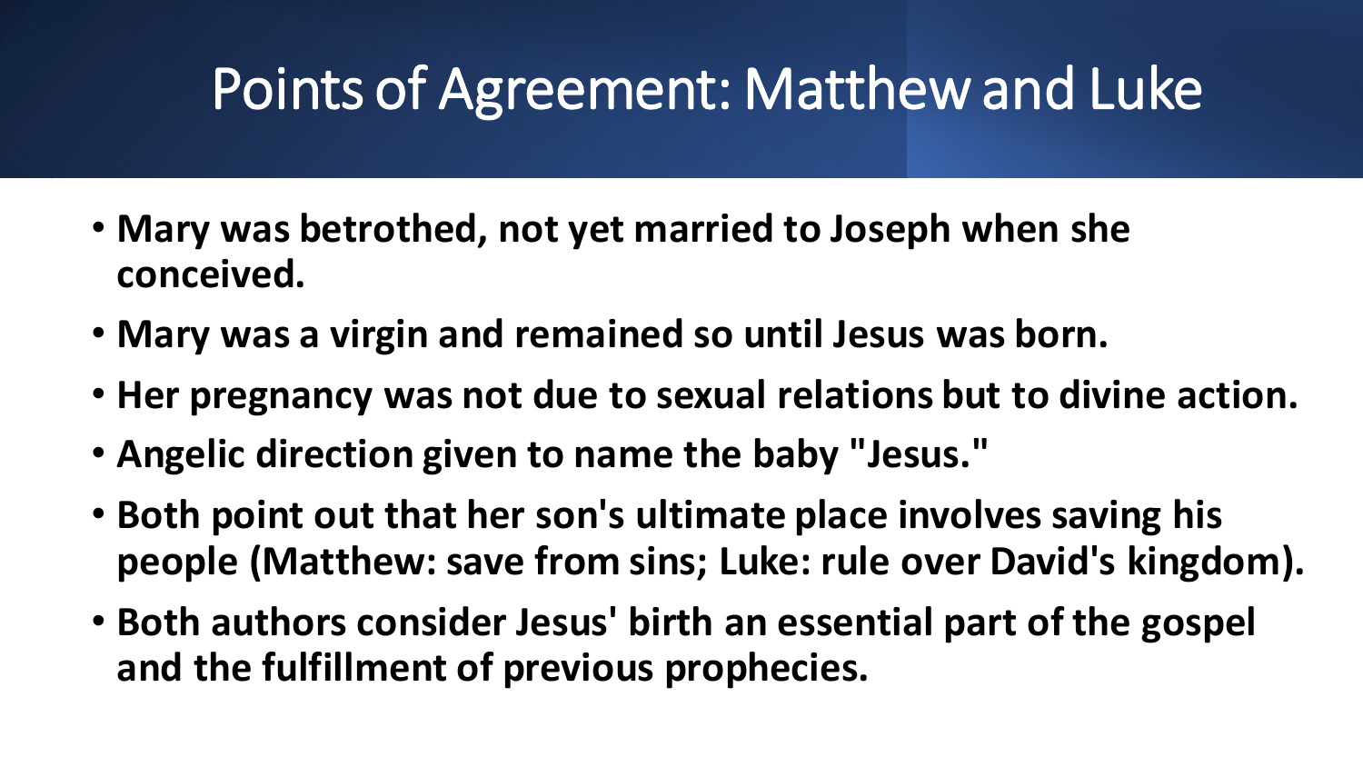# Points of Agreement: Matthew and Luke

- **Mary was betrothed, not yet married to Joseph when she conceived.**
- **Mary was a virgin and remained so until Jesus was born.**
- **Her pregnancy was not due to sexual relations but to divine action.**
- **Angelic direction given to name the baby "Jesus."**
- **Both point out that her son's ultimate place involves saving his people (Matthew: save from sins; Luke: rule over David's kingdom).**
- **Both authors consider Jesus' birth an essential part of the gospel and the fulfillment of previous prophecies.**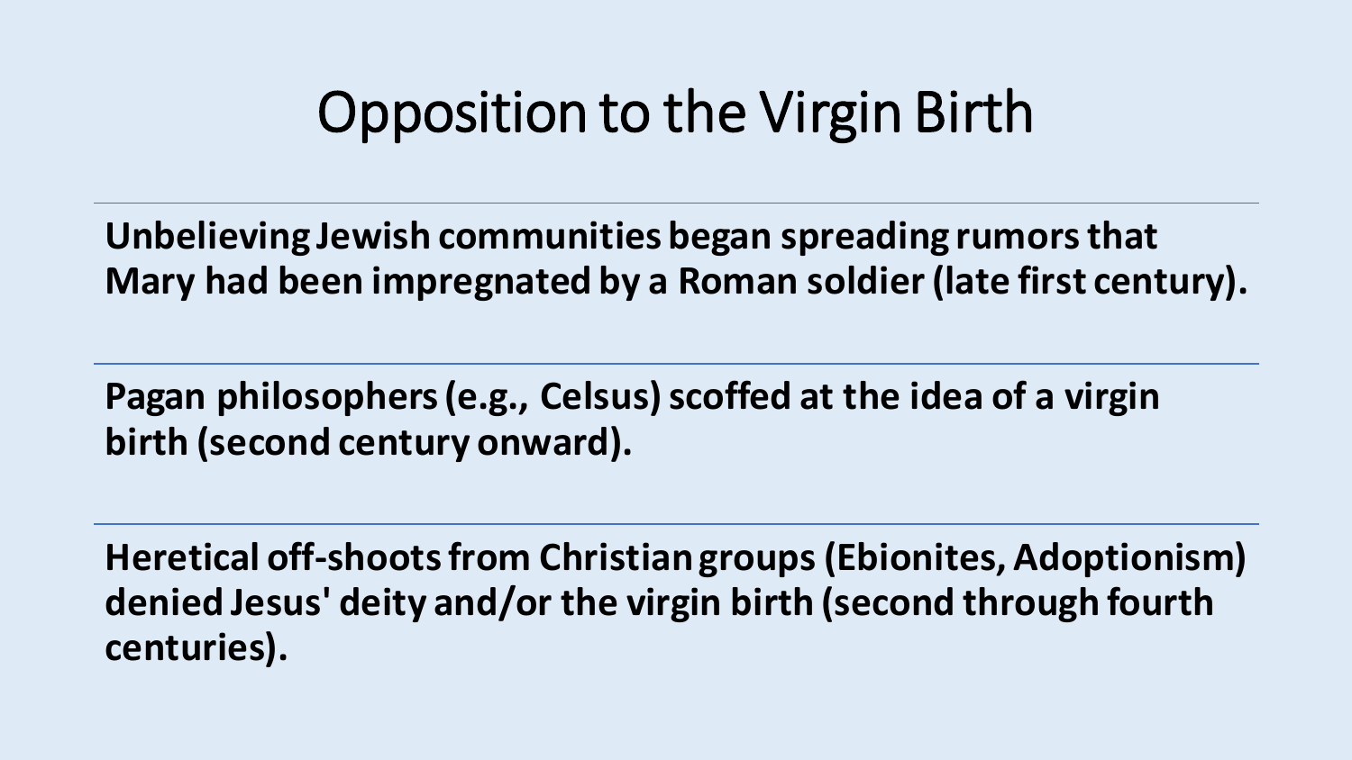# Opposition to the Virgin Birth

**Unbelieving Jewish communities began spreading rumors that Mary had been impregnated by a Roman soldier (late first century).**

**Pagan philosophers (e.g., Celsus) scoffed at the idea of a virgin birth (second century onward).**

**Heretical off-shoots from Christian groups (Ebionites, Adoptionism) denied Jesus' deity and/or the virgin birth (second through fourth centuries).**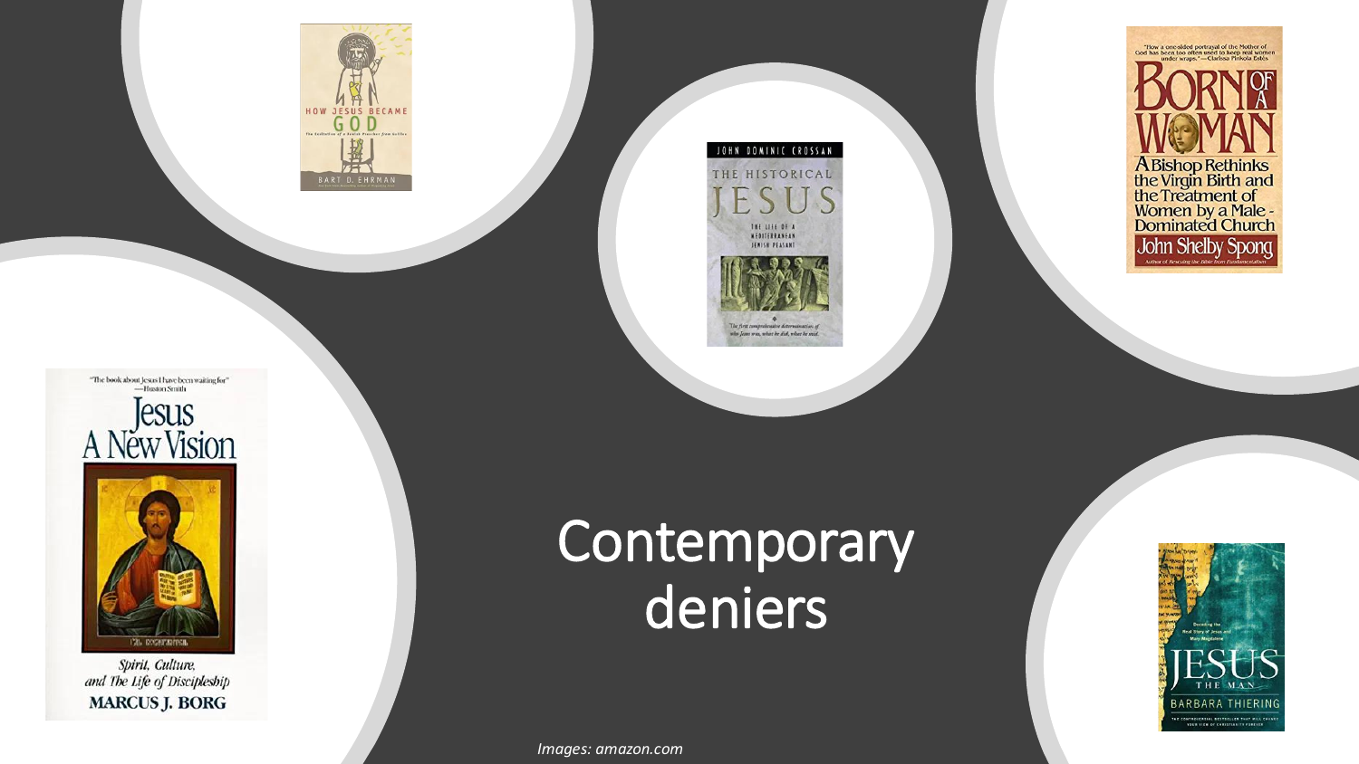# Contemporary deniers

*Images: amazon.com*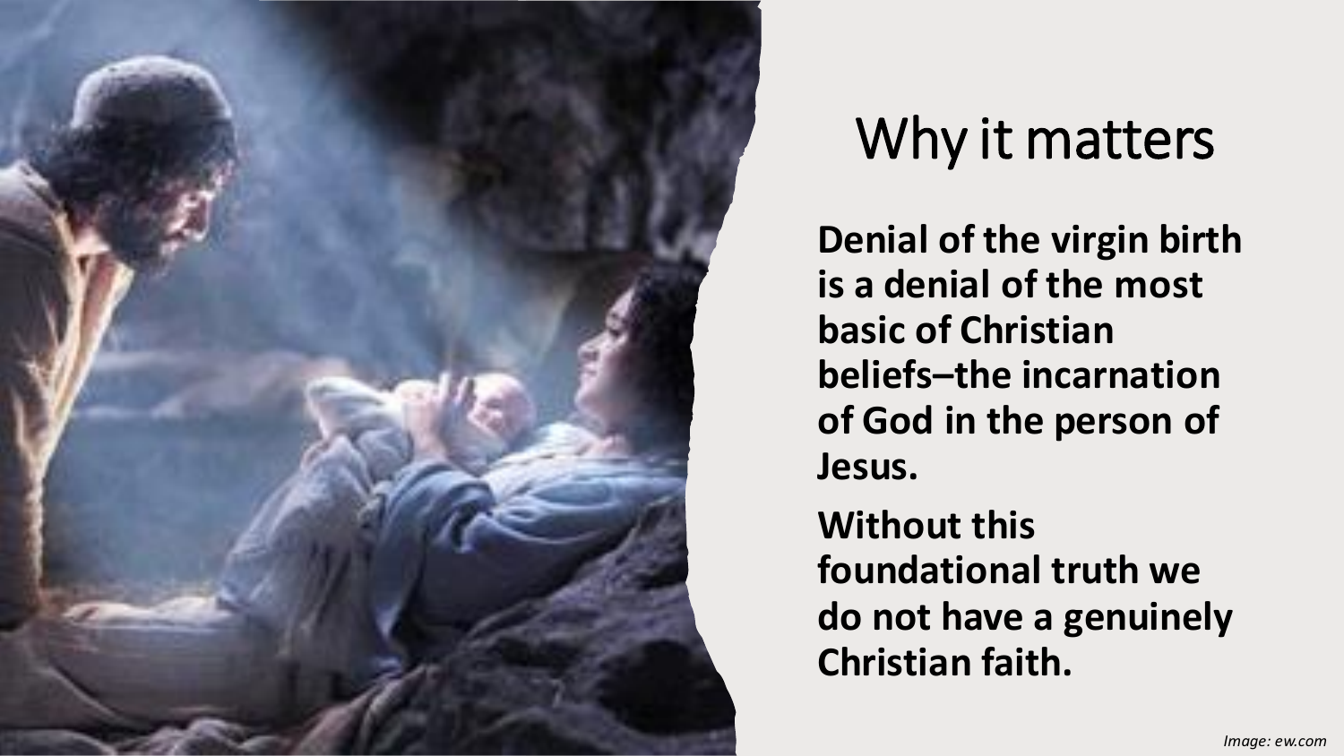# Why it matters

**Denial of the virgin birth is a denial of the most basic of Christian beliefs–the incarnation of God in the person of Jesus.**

**Without this foundational truth we do not have a genuinely Christian faith.**

*Image: ew.com*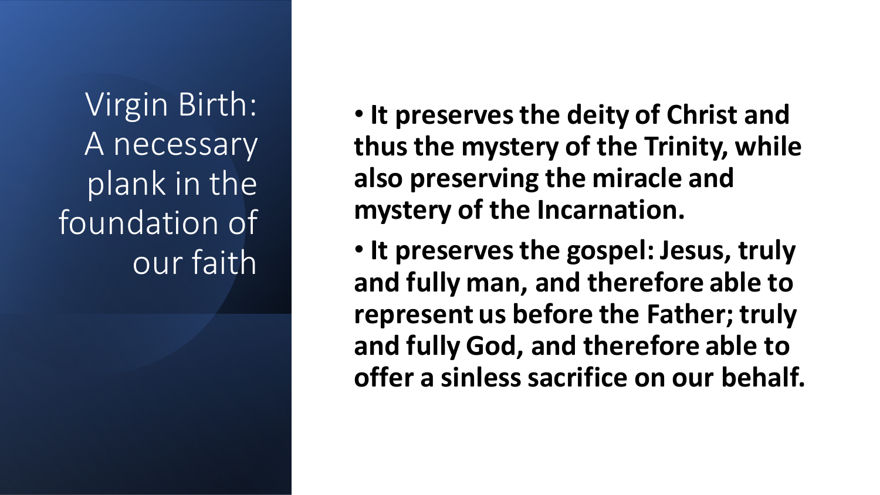# Virgin Birth: A necessary plank in the foundation of our faith

- **It preserves the deity of Christ and thus the mystery of the Trinity, while also preserving the miracle and mystery of the Incarnation.**
- **It preserves the gospel: Jesus, truly and fully man, and therefore able to represent us before the Father; truly and fully God, and therefore able to offer a sinless sacrifice on our behalf.**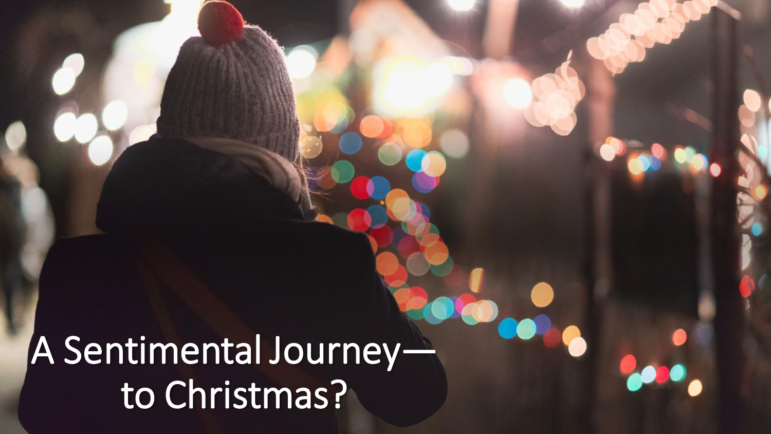# A Sentimental Journey—to Christmas?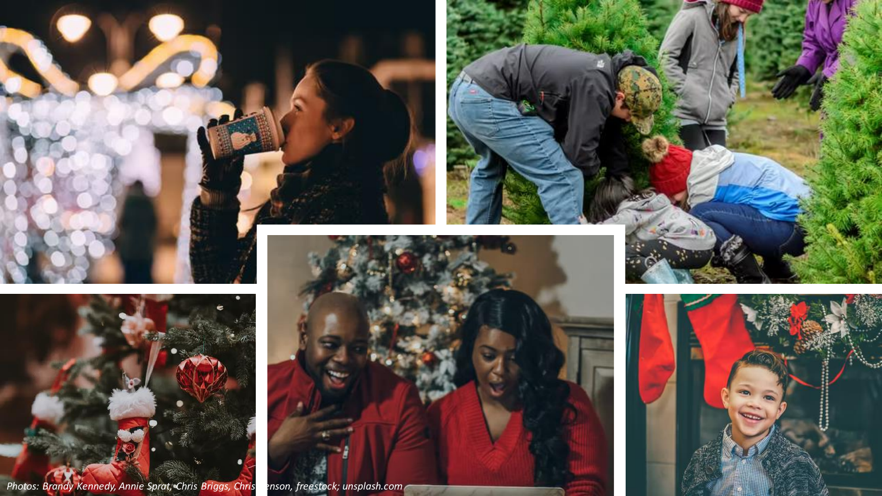*Photos: Brandy Kennedy, Annie Sprat, Chris Briggs, Chris [obscured]enson, freestock; unsplash.com*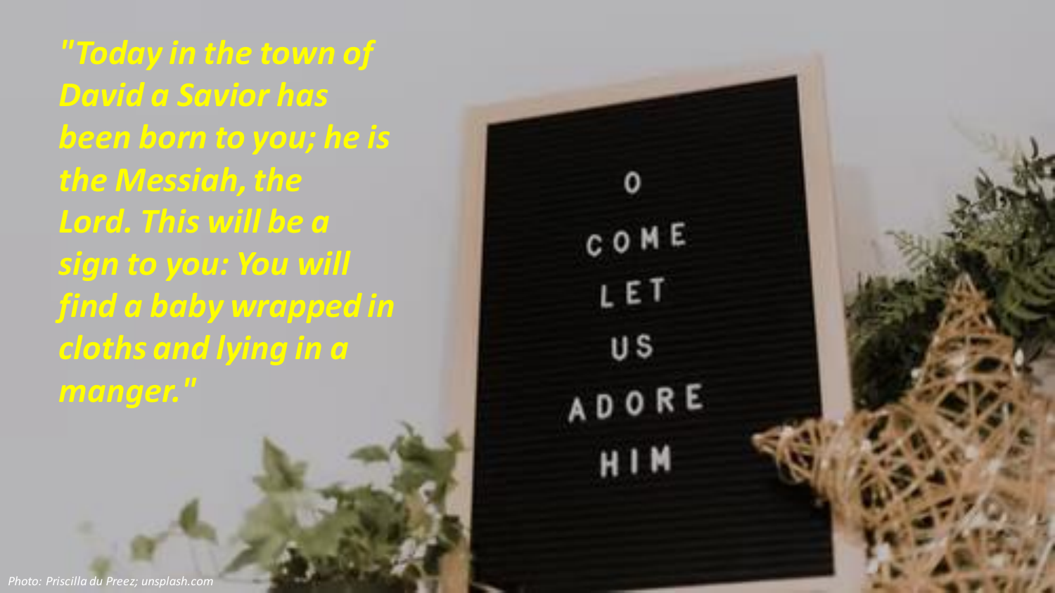*"Today in the town of David a Savior has been born to you; he is the Messiah, the Lord. This will be a sign to you: You will find a baby wrapped in cloths and lying in a manger."*

O COME LET US ADORE HIM

*Photo: Priscilla du Preez; unsplash.com*